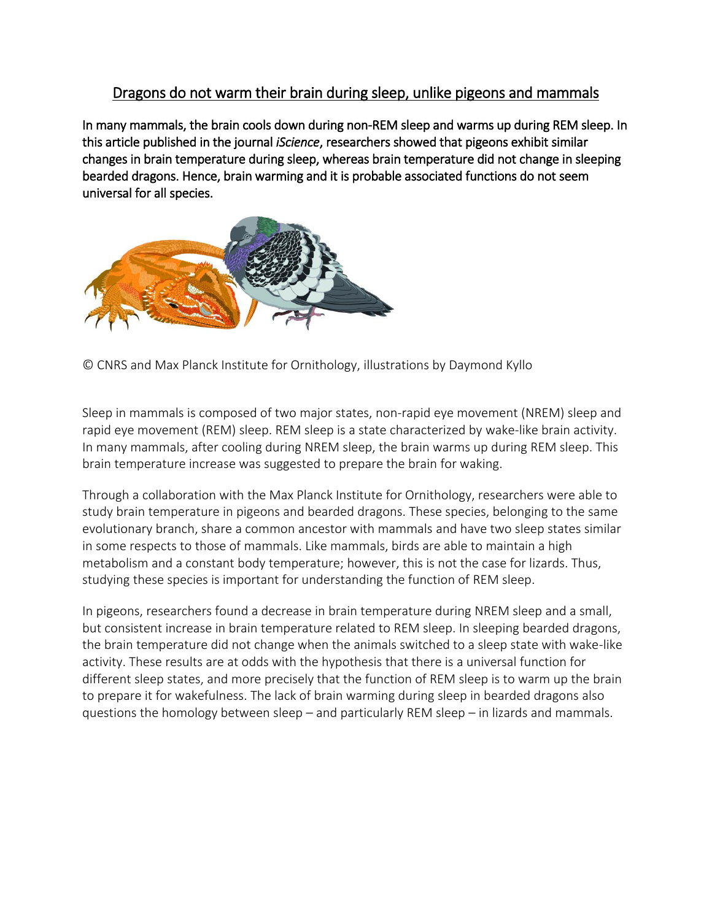# Dragons do not warm their brain during sleep, unlike pigeons and mammals

**In many mammals, the brain cools down during non-REM sleep and warms up during REM sleep. In this article published in the journal *iScience*, researchers showed that pigeons exhibit similar changes in brain temperature during sleep, whereas brain temperature did not change in sleeping bearded dragons. Hence, brain warming and it is probable associated functions do not seem universal for all species.**

© CNRS and Max Planck Institute for Ornithology, illustrations by Daymond Kyllo

Sleep in mammals is composed of two major states, non-rapid eye movement (NREM) sleep and rapid eye movement (REM) sleep. REM sleep is a state characterized by wake-like brain activity. In many mammals, after cooling during NREM sleep, the brain warms up during REM sleep. This brain temperature increase was suggested to prepare the brain for waking.

Through a collaboration with the Max Planck Institute for Ornithology, researchers were able to study brain temperature in pigeons and bearded dragons. These species, belonging to the same evolutionary branch, share a common ancestor with mammals and have two sleep states similar in some respects to those of mammals. Like mammals, birds are able to maintain a high metabolism and a constant body temperature; however, this is not the case for lizards. Thus, studying these species is important for understanding the function of REM sleep.

In pigeons, researchers found a decrease in brain temperature during NREM sleep and a small, but consistent increase in brain temperature related to REM sleep. In sleeping bearded dragons, the brain temperature did not change when the animals switched to a sleep state with wake-like activity. These results are at odds with the hypothesis that there is a universal function for different sleep states, and more precisely that the function of REM sleep is to warm up the brain to prepare it for wakefulness. The lack of brain warming during sleep in bearded dragons also questions the homology between sleep – and particularly REM sleep – in lizards and mammals.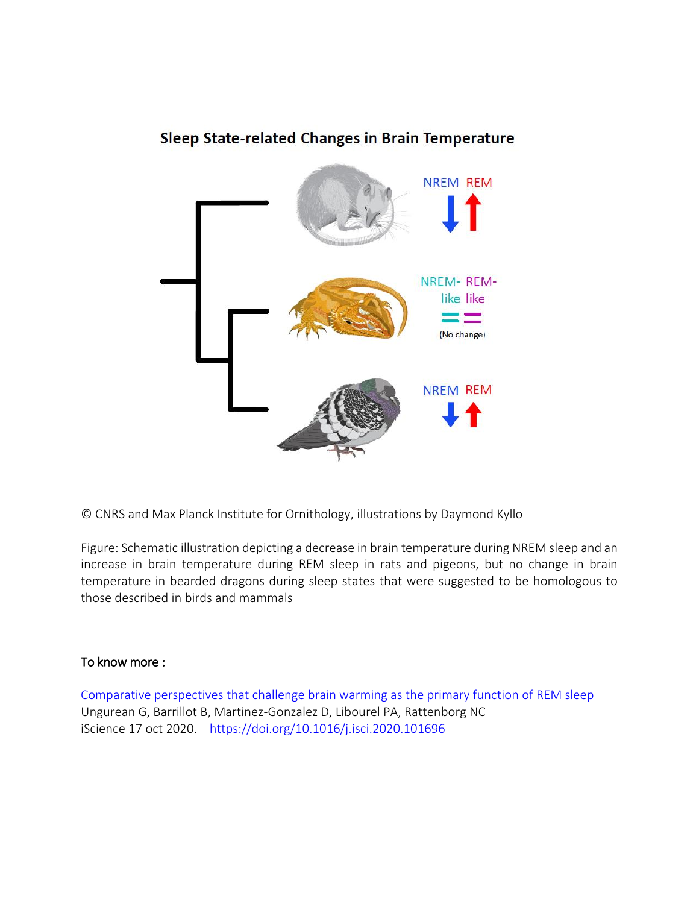## Sleep State-related Changes in Brain Temperature

NREM REM

NREM-like REM-like

(No change)

NREM REM

© CNRS and Max Planck Institute for Ornithology, illustrations by Daymond Kyllo

Figure: Schematic illustration depicting a decrease in brain temperature during NREM sleep and an increase in brain temperature during REM sleep in rats and pigeons, but no change in brain temperature in bearded dragons during sleep states that were suggested to be homologous to those described in birds and mammals

**To know more :**

[Comparative perspectives that challenge brain warming as the primary function of REM sleep](https://doi.org/10.1016/j.isci.2020.101696)
Ungurean G, Barrillot B, Martinez-Gonzalez D, Libourel PA, Rattenborg NC
iScience 17 oct 2020. https://doi.org/10.1016/j.isci.2020.101696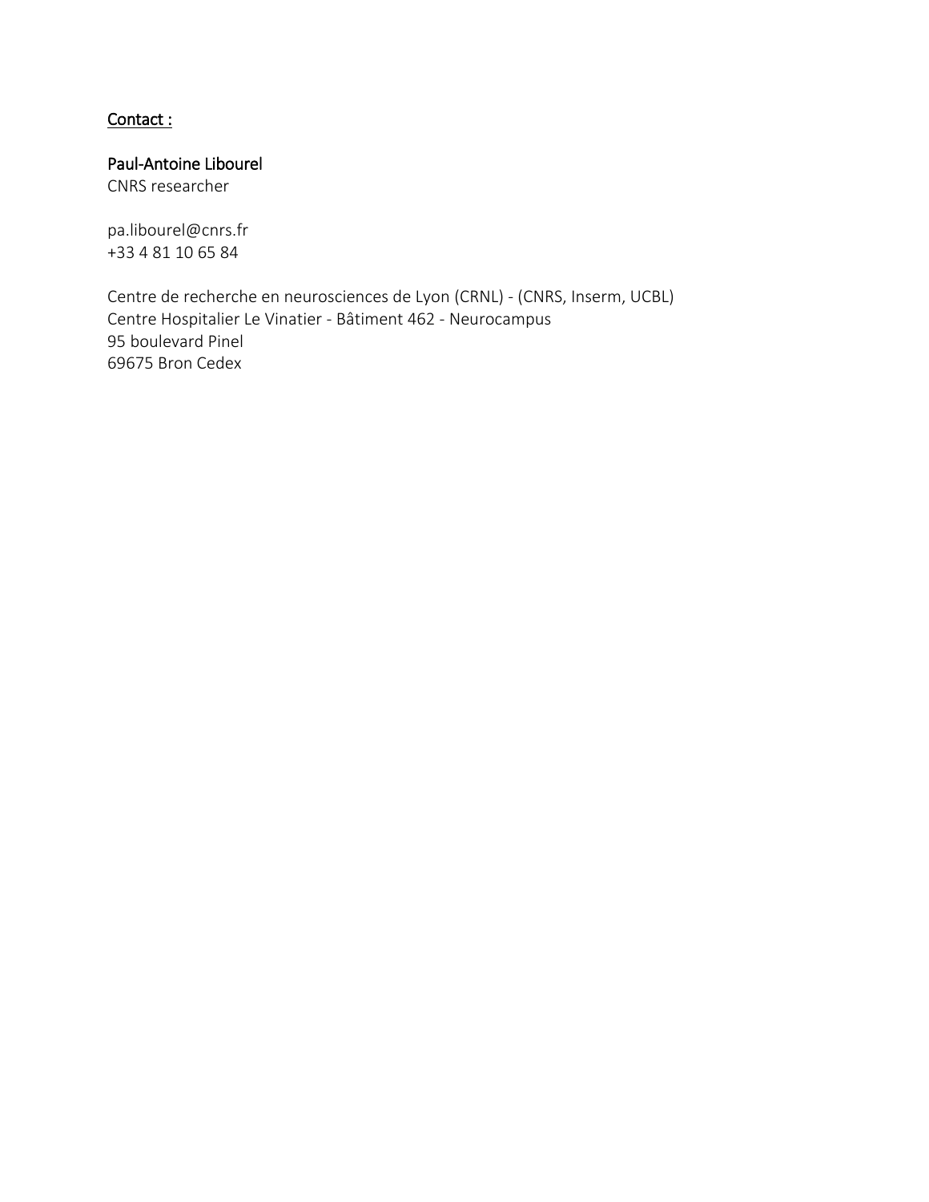<u>Contact :</u>

Paul-Antoine Libourel
CNRS researcher

pa.libourel@cnrs.fr
+33 4 81 10 65 84

Centre de recherche en neurosciences de Lyon (CRNL) - (CNRS, Inserm, UCBL)
Centre Hospitalier Le Vinatier - Bâtiment 462 - Neurocampus
95 boulevard Pinel
69675 Bron Cedex